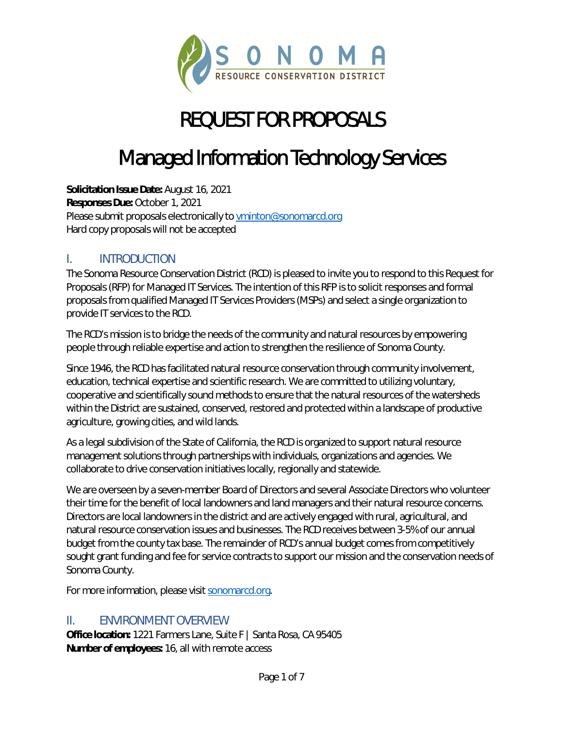# REQUEST FOR PROPOSALS

# Managed Information Technology Services

**Solicitation Issue Date:** August 16, 2021
**Responses Due:** October 1, 2021
Please submit proposals electronically to vminton@sonomarcd.org
Hard copy proposals will not be accepted

## I. INTRODUCTION

The Sonoma Resource Conservation District (RCD) is pleased to invite you to respond to this Request for Proposals (RFP) for Managed IT Services. The intention of this RFP is to solicit responses and formal proposals from qualified Managed IT Services Providers (MSPs) and select a single organization to provide IT services to the RCD.

The RCD's mission is to bridge the needs of the community and natural resources by empowering people through reliable expertise and action to strengthen the resilience of Sonoma County.

Since 1946, the RCD has facilitated natural resource conservation through community involvement, education, technical expertise and scientific research. We are committed to utilizing voluntary, cooperative and scientifically sound methods to ensure that the natural resources of the watersheds within the District are sustained, conserved, restored and protected within a landscape of productive agriculture, growing cities, and wild lands.

As a legal subdivision of the State of California, the RCD is organized to support natural resource management solutions through partnerships with individuals, organizations and agencies. We collaborate to drive conservation initiatives locally, regionally and statewide.

We are overseen by a seven-member Board of Directors and several Associate Directors who volunteer their time for the benefit of local landowners and land managers and their natural resource concerns. Directors are local landowners in the district and are actively engaged with rural, agricultural, and natural resource conservation issues and businesses. The RCD receives between 3-5% of our annual budget from the county tax base. The remainder of RCD's annual budget comes from competitively sought grant funding and fee for service contracts to support our mission and the conservation needs of Sonoma County.

For more information, please visit sonomarcd.org.

## II. ENVIRONMENT OVERVIEW

**Office location:** 1221 Farmers Lane, Suite F | Santa Rosa, CA 95405
**Number of employees:** 16, all with remote access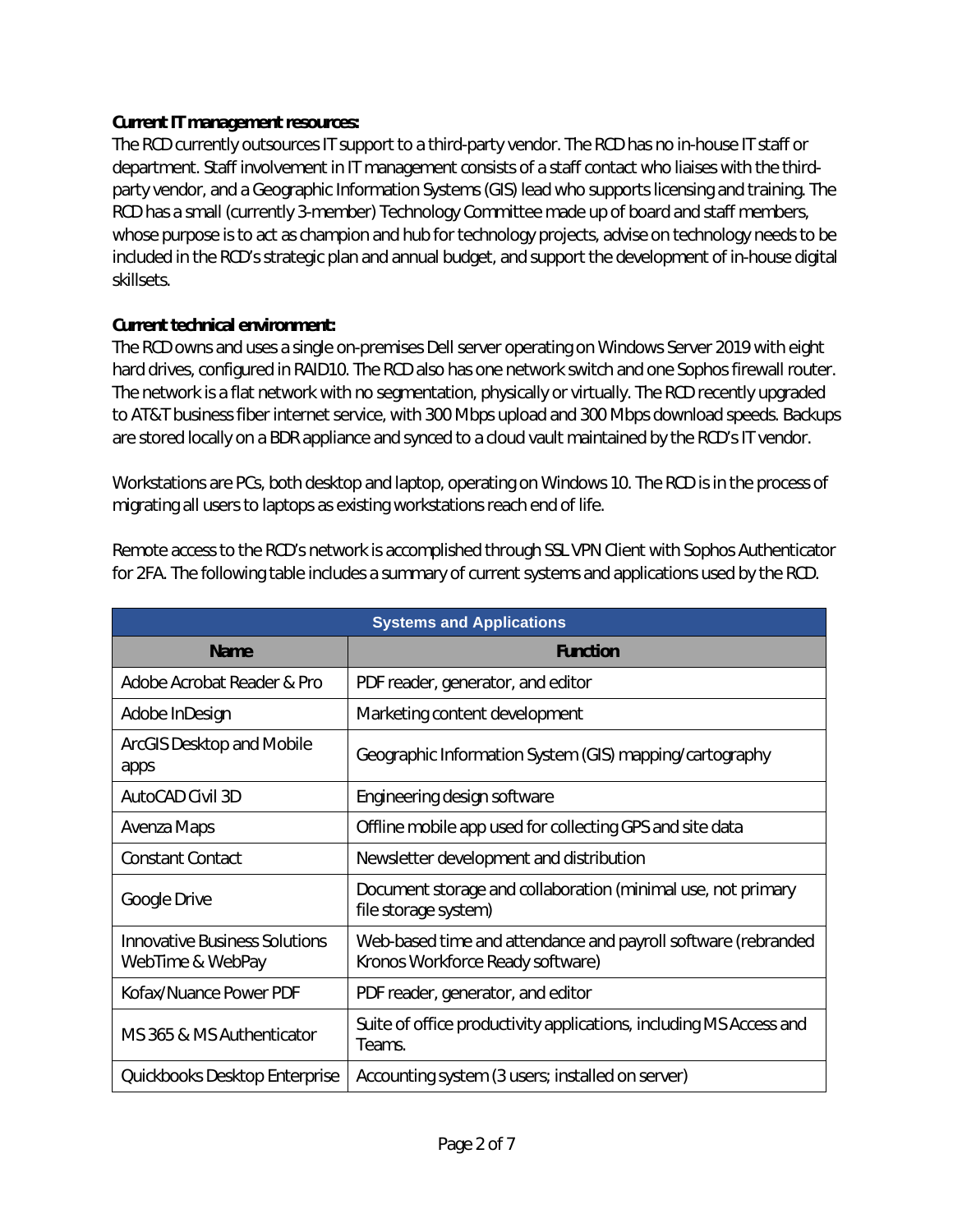**Current IT management resources:**

The RCD currently outsources IT support to a third-party vendor. The RCD has no in-house IT staff or department. Staff involvement in IT management consists of a staff contact who liaises with the third-party vendor, and a Geographic Information Systems (GIS) lead who supports licensing and training. The RCD has a small (currently 3-member) Technology Committee made up of board and staff members, whose purpose is to act as champion and hub for technology projects, advise on technology needs to be included in the RCD's strategic plan and annual budget, and support the development of in-house digital skillsets.

**Current technical environment:**

The RCD owns and uses a single on-premises Dell server operating on Windows Server 2019 with eight hard drives, configured in RAID10. The RCD also has one network switch and one Sophos firewall router. The network is a flat network with no segmentation, physically or virtually. The RCD recently upgraded to AT&T business fiber internet service, with 300 Mbps upload and 300 Mbps download speeds. Backups are stored locally on a BDR appliance and synced to a cloud vault maintained by the RCD's IT vendor.

Workstations are PCs, both desktop and laptop, operating on Windows 10. The RCD is in the process of migrating all users to laptops as existing workstations reach end of life.

Remote access to the RCD's network is accomplished through SSL VPN Client with Sophos Authenticator for 2FA. The following table includes a summary of current systems and applications used by the RCD.

| Systems and Applications | |
|---|---|
| **Name** | **Function** |
| Adobe Acrobat Reader & Pro | PDF reader, generator, and editor |
| Adobe InDesign | Marketing content development |
| ArcGIS Desktop and Mobile apps | Geographic Information System (GIS) mapping/cartography |
| AutoCAD Civil 3D | Engineering design software |
| Avenza Maps | Offline mobile app used for collecting GPS and site data |
| Constant Contact | Newsletter development and distribution |
| Google Drive | Document storage and collaboration (minimal use, not primary file storage system) |
| Innovative Business Solutions WebTime & WebPay | Web-based time and attendance and payroll software (rebranded Kronos Workforce Ready software) |
| Kofax/Nuance Power PDF | PDF reader, generator, and editor |
| MS 365 & MS Authenticator | Suite of office productivity applications, including MS Access and Teams. |
| Quickbooks Desktop Enterprise | Accounting system (3 users; installed on server) |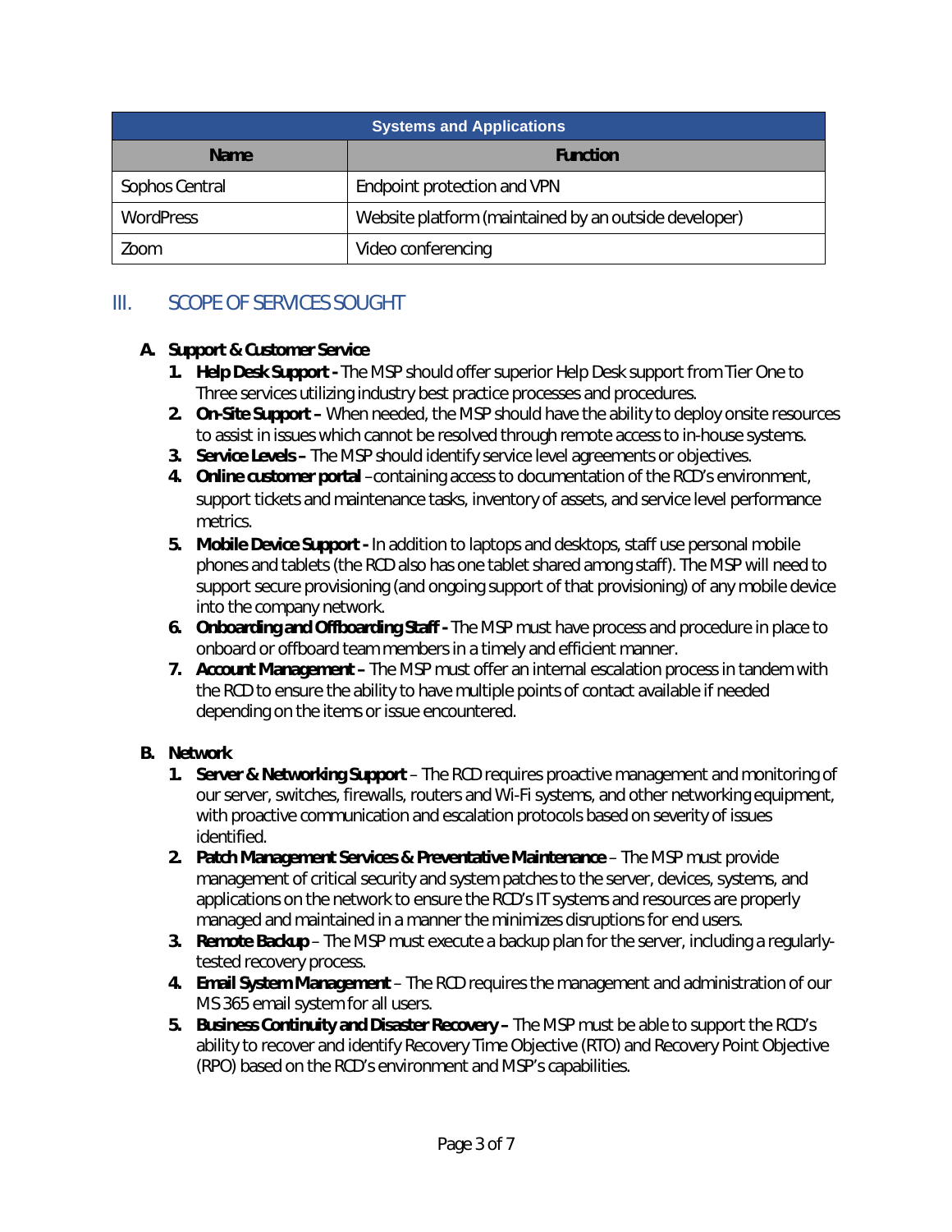| Systems and Applications | |
|---|---|
| **Name** | **Function** |
| Sophos Central | Endpoint protection and VPN |
| WordPress | Website platform (maintained by an outside developer) |
| Zoom | Video conferencing |

## III. SCOPE OF SERVICES SOUGHT

**A. Support & Customer Service**

1. **Help Desk Support -** The MSP should offer superior Help Desk support from Tier One to Three services utilizing industry best practice processes and procedures.
2. **On-Site Support –** When needed, the MSP should have the ability to deploy onsite resources to assist in issues which cannot be resolved through remote access to in-house systems.
3. **Service Levels –** The MSP should identify service level agreements or objectives.
4. **Online customer portal** –containing access to documentation of the RCD's environment, support tickets and maintenance tasks, inventory of assets, and service level performance metrics.
5. **Mobile Device Support -** In addition to laptops and desktops, staff use personal mobile phones and tablets (the RCD also has one tablet shared among staff). The MSP will need to support secure provisioning (and ongoing support of that provisioning) of any mobile device into the company network.
6. **Onboarding and Offboarding Staff -** The MSP must have process and procedure in place to onboard or offboard team members in a timely and efficient manner.
7. **Account Management –** The MSP must offer an internal escalation process in tandem with the RCD to ensure the ability to have multiple points of contact available if needed depending on the items or issue encountered.

**B. Network**

1. **Server & Networking Support** – The RCD requires proactive management and monitoring of our server, switches, firewalls, routers and Wi-Fi systems, and other networking equipment, with proactive communication and escalation protocols based on severity of issues identified.
2. **Patch Management Services & Preventative Maintenance** – The MSP must provide management of critical security and system patches to the server, devices, systems, and applications on the network to ensure the RCD's IT systems and resources are properly managed and maintained in a manner the minimizes disruptions for end users.
3. **Remote Backup** – The MSP must execute a backup plan for the server, including a regularly-tested recovery process.
4. **Email System Management** – The RCD requires the management and administration of our MS 365 email system for all users.
5. **Business Continuity and Disaster Recovery –** The MSP must be able to support the RCD's ability to recover and identify Recovery Time Objective (RTO) and Recovery Point Objective (RPO) based on the RCD's environment and MSP's capabilities.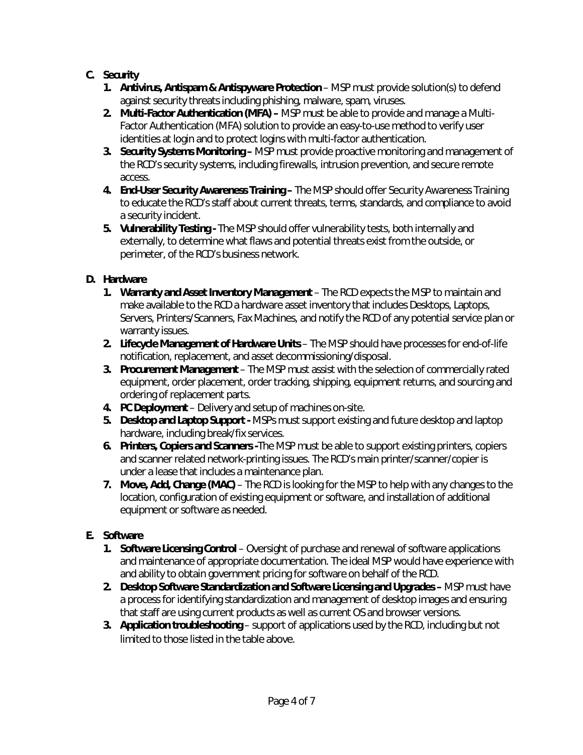**C. Security**

1. **Antivirus, Antispam & Antispyware Protection** – MSP must provide solution(s) to defend against security threats including phishing, malware, spam, viruses.
2. **Multi-Factor Authentication (MFA) –** MSP must be able to provide and manage a Multi-Factor Authentication (MFA) solution to provide an easy-to-use method to verify user identities at login and to protect logins with multi-factor authentication.
3. **Security Systems Monitoring –** MSP must provide proactive monitoring and management of the RCD's security systems, including firewalls, intrusion prevention, and secure remote access.
4. **End-User Security Awareness Training –** The MSP should offer Security Awareness Training to educate the RCD's staff about current threats, terms, standards, and compliance to avoid a security incident.
5. **Vulnerability Testing -** The MSP should offer vulnerability tests, both internally and externally, to determine what flaws and potential threats exist from the outside, or perimeter, of the RCD's business network.

**D. Hardware**

1. **Warranty and Asset Inventory Management** – The RCD expects the MSP to maintain and make available to the RCD a hardware asset inventory that includes Desktops, Laptops, Servers, Printers/Scanners, Fax Machines, and notify the RCD of any potential service plan or warranty issues.
2. **Lifecycle Management of Hardware Units** – The MSP should have processes for end-of-life notification, replacement, and asset decommissioning/disposal.
3. **Procurement Management** – The MSP must assist with the selection of commercially rated equipment, order placement, order tracking, shipping, equipment returns, and sourcing and ordering of replacement parts.
4. **PC Deployment** – Delivery and setup of machines on-site.
5. **Desktop and Laptop Support -** MSPs must support existing and future desktop and laptop hardware, including break/fix services.
6. **Printers, Copiers and Scanners -**The MSP must be able to support existing printers, copiers and scanner related network-printing issues. The RCD's main printer/scanner/copier is under a lease that includes a maintenance plan.
7. **Move, Add, Change (MAC)** – The RCD is looking for the MSP to help with any changes to the location, configuration of existing equipment or software, and installation of additional equipment or software as needed.

**E. Software**

1. **Software Licensing Control** – Oversight of purchase and renewal of software applications and maintenance of appropriate documentation. The ideal MSP would have experience with and ability to obtain government pricing for software on behalf of the RCD.
2. **Desktop Software Standardization and Software Licensing and Upgrades –** MSP must have a process for identifying standardization and management of desktop images and ensuring that staff are using current products as well as current OS and browser versions.
3. **Application troubleshooting** – support of applications used by the RCD, including but not limited to those listed in the table above.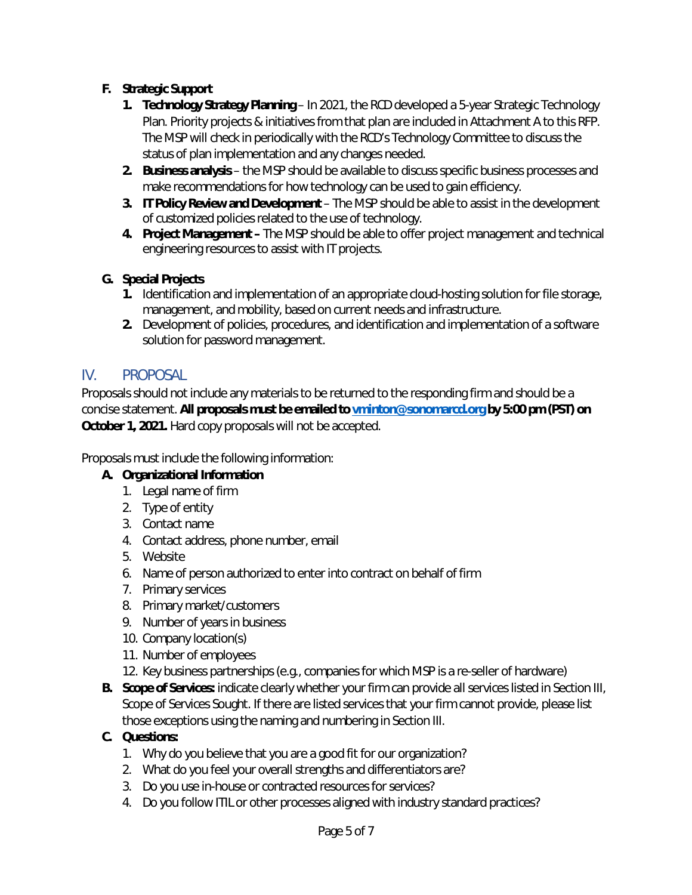**F. Strategic Support**

1. **Technology Strategy Planning** – In 2021, the RCD developed a 5-year Strategic Technology Plan. Priority projects & initiatives from that plan are included in Attachment A to this RFP. The MSP will check in periodically with the RCD's Technology Committee to discuss the status of plan implementation and any changes needed.
2. **Business analysis** – the MSP should be available to discuss specific business processes and make recommendations for how technology can be used to gain efficiency.
3. **IT Policy Review and Development** – The MSP should be able to assist in the development of customized policies related to the use of technology.
4. **Project Management –** The MSP should be able to offer project management and technical engineering resources to assist with IT projects.

**G. Special Projects**

1. Identification and implementation of an appropriate cloud-hosting solution for file storage, management, and mobility, based on current needs and infrastructure.
2. Development of policies, procedures, and identification and implementation of a software solution for password management.

## IV. PROPOSAL

Proposals should not include any materials to be returned to the responding firm and should be a concise statement. **All proposals must be emailed to [vminton@sonomarcd.org](mailto:vminton@sonomarcd.org) by 5:00 pm (PST) on October 1, 2021.** Hard copy proposals will not be accepted.

Proposals must include the following information:

**A. Organizational Information**

1. Legal name of firm
2. Type of entity
3. Contact name
4. Contact address, phone number, email
5. Website
6. Name of person authorized to enter into contract on behalf of firm
7. Primary services
8. Primary market/customers
9. Number of years in business
10. Company location(s)
11. Number of employees
12. Key business partnerships (e.g., companies for which MSP is a re-seller of hardware)

**B. Scope of Services:** indicate clearly whether your firm can provide all services listed in Section III, Scope of Services Sought. If there are listed services that your firm cannot provide, please list those exceptions using the naming and numbering in Section III.

**C. Questions:**

1. Why do you believe that you are a good fit for our organization?
2. What do you feel your overall strengths and differentiators are?
3. Do you use in-house or contracted resources for services?
4. Do you follow ITIL or other processes aligned with industry standard practices?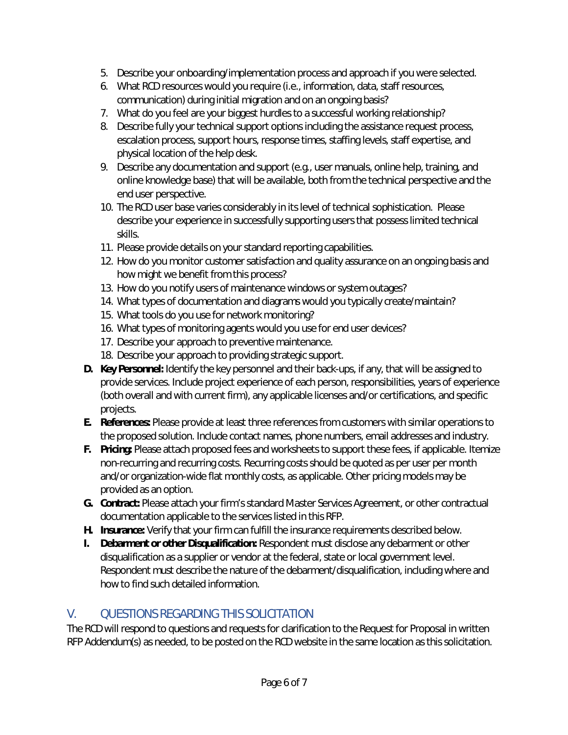5. Describe your onboarding/implementation process and approach if you were selected.
6. What RCD resources would you require (i.e., information, data, staff resources, communication) during initial migration and on an ongoing basis?
7. What do you feel are your biggest hurdles to a successful working relationship?
8. Describe fully your technical support options including the assistance request process, escalation process, support hours, response times, staffing levels, staff expertise, and physical location of the help desk.
9. Describe any documentation and support (e.g., user manuals, online help, training, and online knowledge base) that will be available, both from the technical perspective and the end user perspective.
10. The RCD user base varies considerably in its level of technical sophistication. Please describe your experience in successfully supporting users that possess limited technical skills.
11. Please provide details on your standard reporting capabilities.
12. How do you monitor customer satisfaction and quality assurance on an ongoing basis and how might we benefit from this process?
13. How do you notify users of maintenance windows or system outages?
14. What types of documentation and diagrams would you typically create/maintain?
15. What tools do you use for network monitoring?
16. What types of monitoring agents would you use for end user devices?
17. Describe your approach to preventive maintenance.
18. Describe your approach to providing strategic support.

D. **Key Personnel:** Identify the key personnel and their back-ups, if any, that will be assigned to provide services. Include project experience of each person, responsibilities, years of experience (both overall and with current firm), any applicable licenses and/or certifications, and specific projects.

E. **References:** Please provide at least three references from customers with similar operations to the proposed solution. Include contact names, phone numbers, email addresses and industry.

F. **Pricing:** Please attach proposed fees and worksheets to support these fees, if applicable. Itemize non-recurring and recurring costs. Recurring costs should be quoted as per user per month and/or organization-wide flat monthly costs, as applicable. Other pricing models may be provided as an option.

G. **Contract:** Please attach your firm's standard Master Services Agreement, or other contractual documentation applicable to the services listed in this RFP.

H. **Insurance:** Verify that your firm can fulfill the insurance requirements described below.

I. **Debarment or other Disqualification:** Respondent must disclose any debarment or other disqualification as a supplier or vendor at the federal, state or local government level. Respondent must describe the nature of the debarment/disqualification, including where and how to find such detailed information.

## V. QUESTIONS REGARDING THIS SOLICITATION

The RCD will respond to questions and requests for clarification to the Request for Proposal in written RFP Addendum(s) as needed, to be posted on the RCD website in the same location as this solicitation.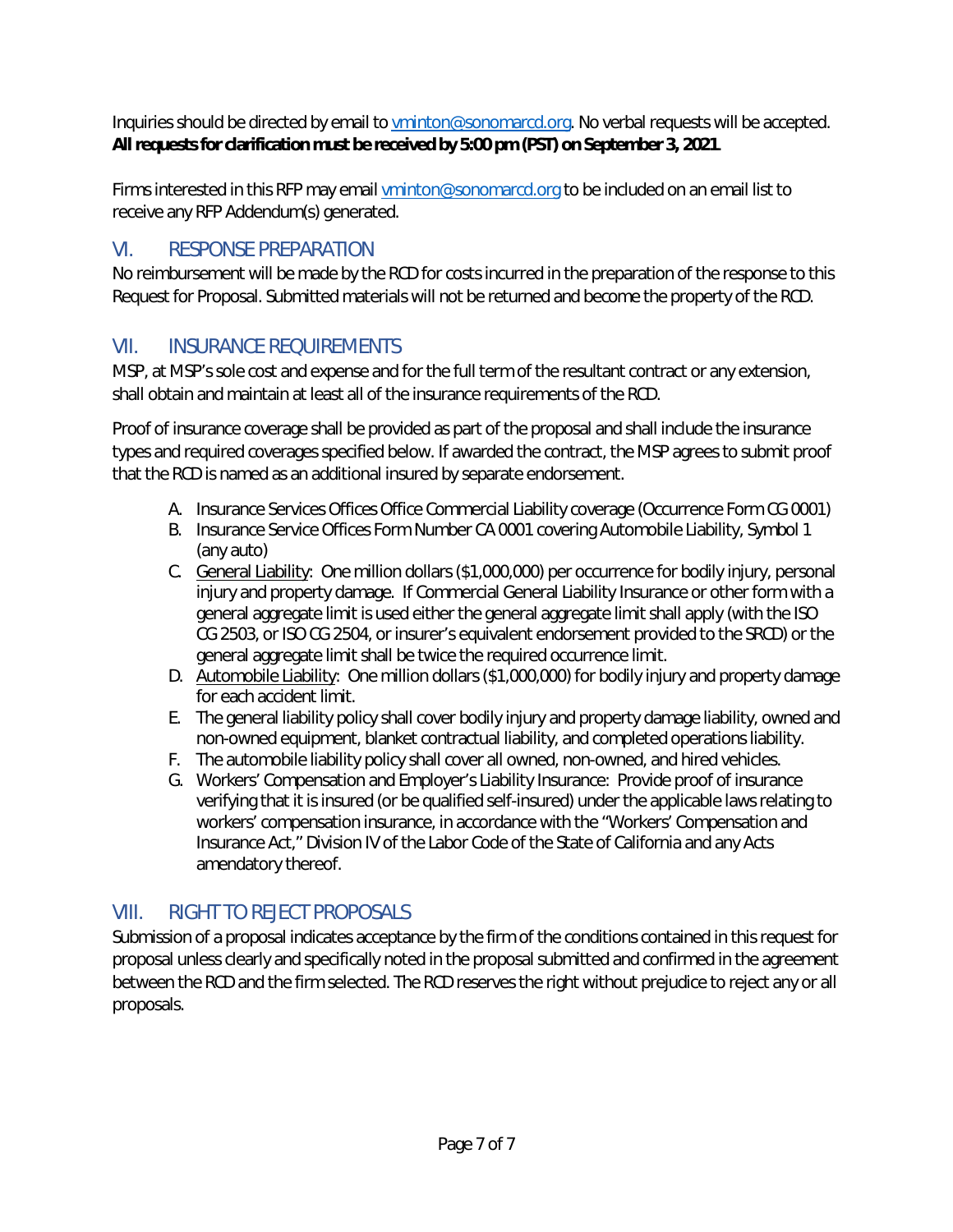Inquiries should be directed by email to vminton@sonomarcd.org. No verbal requests will be accepted. **All requests for clarification must be received by 5:00 pm (PST) on September 3, 2021.**

Firms interested in this RFP may email vminton@sonomarcd.org to be included on an email list to receive any RFP Addendum(s) generated.

## VI. RESPONSE PREPARATION

No reimbursement will be made by the RCD for costs incurred in the preparation of the response to this Request for Proposal. Submitted materials will not be returned and become the property of the RCD.

## VII. INSURANCE REQUIREMENTS

MSP, at MSP's sole cost and expense and for the full term of the resultant contract or any extension, shall obtain and maintain at least all of the insurance requirements of the RCD.

Proof of insurance coverage shall be provided as part of the proposal and shall include the insurance types and required coverages specified below. If awarded the contract, the MSP agrees to submit proof that the RCD is named as an additional insured by separate endorsement.

A. Insurance Services Offices Office Commercial Liability coverage (Occurrence Form CG 0001)
B. Insurance Service Offices Form Number CA 0001 covering Automobile Liability, Symbol 1 (any auto)
C. General Liability: One million dollars ($1,000,000) per occurrence for bodily injury, personal injury and property damage. If Commercial General Liability Insurance or other form with a general aggregate limit is used either the general aggregate limit shall apply (with the ISO CG 2503, or ISO CG 2504, or insurer's equivalent endorsement provided to the SRCD) or the general aggregate limit shall be twice the required occurrence limit.
D. Automobile Liability: One million dollars ($1,000,000) for bodily injury and property damage for each accident limit.
E. The general liability policy shall cover bodily injury and property damage liability, owned and non-owned equipment, blanket contractual liability, and completed operations liability.
F. The automobile liability policy shall cover all owned, non-owned, and hired vehicles.
G. Workers' Compensation and Employer's Liability Insurance: Provide proof of insurance verifying that it is insured (or be qualified self-insured) under the applicable laws relating to workers' compensation insurance, in accordance with the "Workers' Compensation and Insurance Act," Division IV of the Labor Code of the State of California and any Acts amendatory thereof.

## VIII. RIGHT TO REJECT PROPOSALS

Submission of a proposal indicates acceptance by the firm of the conditions contained in this request for proposal unless clearly and specifically noted in the proposal submitted and confirmed in the agreement between the RCD and the firm selected. The RCD reserves the right without prejudice to reject any or all proposals.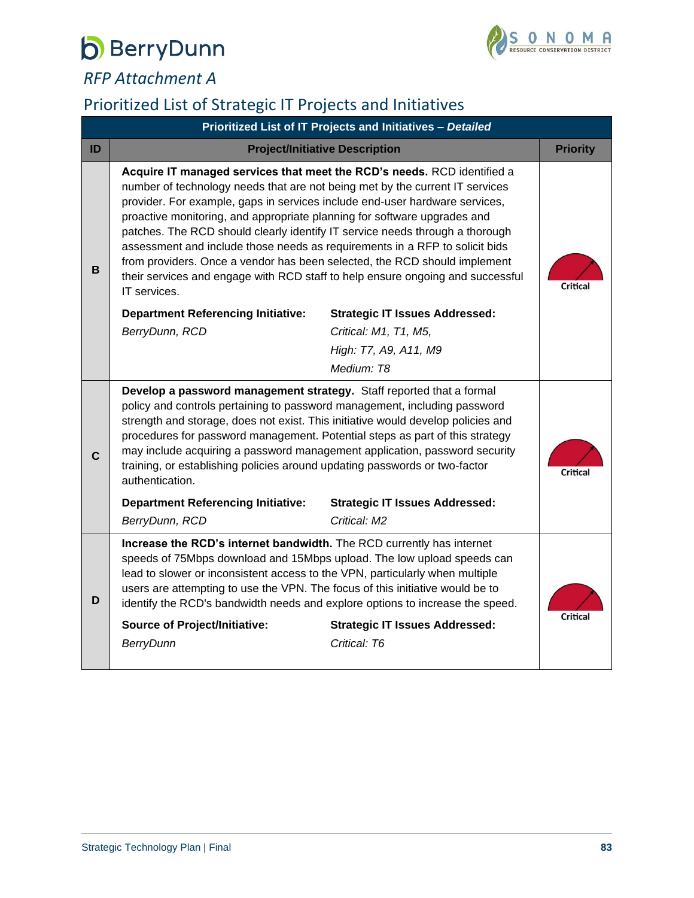# RFP Attachment A

## Prioritized List of Strategic IT Projects and Initiatives

| Prioritized List of IT Projects and Initiatives – *Detailed* | | |
|---|---|---|
| **ID** | **Project/Initiative Description** | **Priority** |
| B | **Acquire IT managed services that meet the RCD's needs.** RCD identified a number of technology needs that are not being met by the current IT services provider. For example, gaps in services include end-user hardware services, proactive monitoring, and appropriate planning for software upgrades and patches. The RCD should clearly identify IT service needs through a thorough assessment and include those needs as requirements in a RFP to solicit bids from providers. Once a vendor has been selected, the RCD should implement their services and engage with RCD staff to help ensure ongoing and successful IT services.<br><br>**Department Referencing Initiative:** *BerryDunn, RCD*<br><br>**Strategic IT Issues Addressed:** *Critical: M1, T1, M5,* *High: T7, A9, A11, M9* *Medium: T8* | Critical |
| C | **Develop a password management strategy.** Staff reported that a formal policy and controls pertaining to password management, including password strength and storage, does not exist. This initiative would develop policies and procedures for password management. Potential steps as part of this strategy may include acquiring a password management application, password security training, or establishing policies around updating passwords or two-factor authentication.<br><br>**Department Referencing Initiative:** *BerryDunn, RCD*<br><br>**Strategic IT Issues Addressed:** *Critical: M2* | Critical |
| D | **Increase the RCD's internet bandwidth.** The RCD currently has internet speeds of 75Mbps download and 15Mbps upload. The low upload speeds can lead to slower or inconsistent access to the VPN, particularly when multiple users are attempting to use the VPN. The focus of this initiative would be to identify the RCD's bandwidth needs and explore options to increase the speed.<br><br>**Source of Project/Initiative:** *BerryDunn*<br><br>**Strategic IT Issues Addressed:** *Critical: T6* | Critical |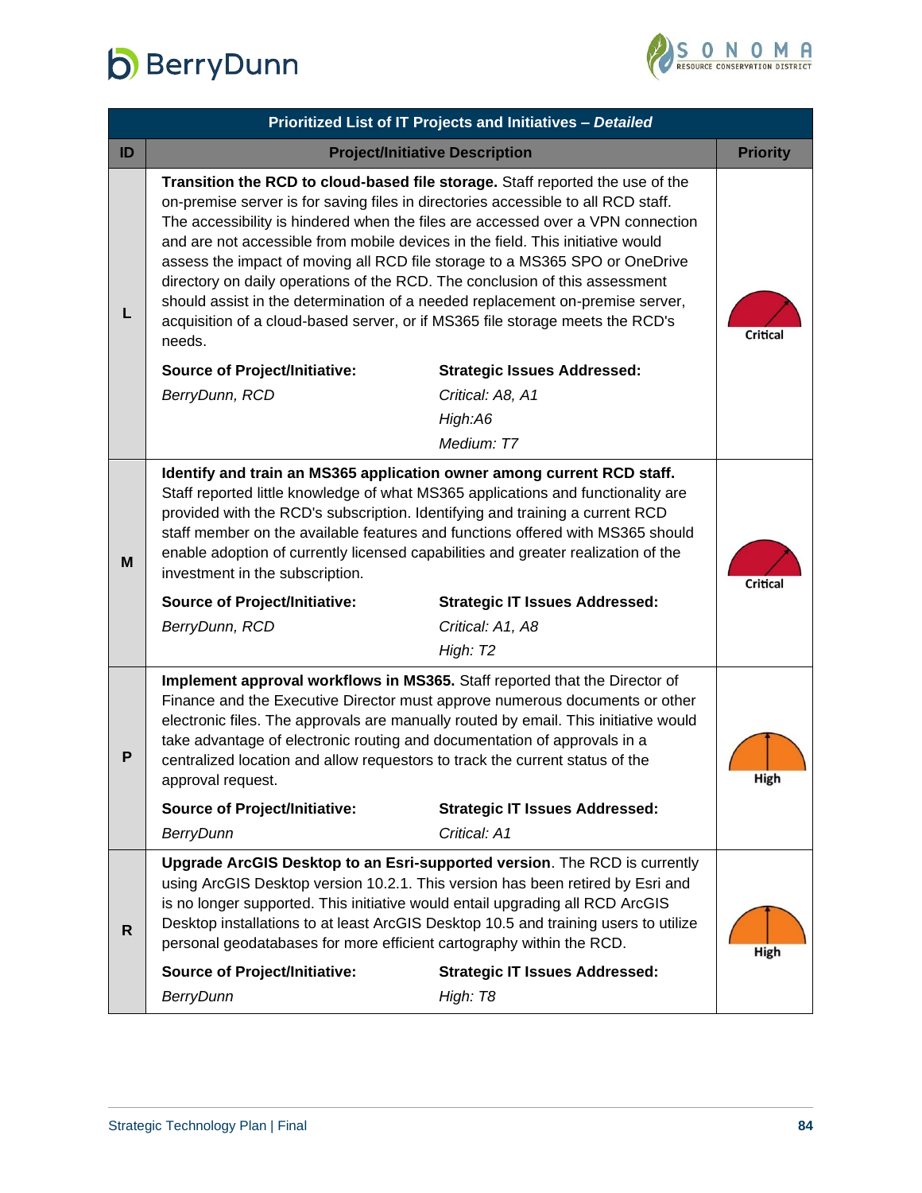| Prioritized List of IT Projects and Initiatives – *Detailed* | | |
|---|---|---|
| **ID** | **Project/Initiative Description** | **Priority** |
| **L** | **Transition the RCD to cloud-based file storage.** Staff reported the use of the on-premise server is for saving files in directories accessible to all RCD staff. The accessibility is hindered when the files are accessed over a VPN connection and are not accessible from mobile devices in the field. This initiative would assess the impact of moving all RCD file storage to a MS365 SPO or OneDrive directory on daily operations of the RCD. The conclusion of this assessment should assist in the determination of a needed replacement on-premise server, acquisition of a cloud-based server, or if MS365 file storage meets the RCD's needs.<br><br>**Source of Project/Initiative:** *BerryDunn, RCD*<br><br>**Strategic Issues Addressed:** *Critical: A8, A1*; *High:A6*; *Medium: T7* | Critical |
| **M** | **Identify and train an MS365 application owner among current RCD staff.** Staff reported little knowledge of what MS365 applications and functionality are provided with the RCD's subscription. Identifying and training a current RCD staff member on the available features and functions offered with MS365 should enable adoption of currently licensed capabilities and greater realization of the investment in the subscription.<br><br>**Source of Project/Initiative:** *BerryDunn, RCD*<br><br>**Strategic IT Issues Addressed:** *Critical: A1, A8*; *High: T2* | Critical |
| **P** | **Implement approval workflows in MS365.** Staff reported that the Director of Finance and the Executive Director must approve numerous documents or other electronic files. The approvals are manually routed by email. This initiative would take advantage of electronic routing and documentation of approvals in a centralized location and allow requestors to track the current status of the approval request.<br><br>**Source of Project/Initiative:** *BerryDunn*<br><br>**Strategic IT Issues Addressed:** *Critical: A1* | High |
| **R** | **Upgrade ArcGIS Desktop to an Esri-supported version**. The RCD is currently using ArcGIS Desktop version 10.2.1. This version has been retired by Esri and is no longer supported. This initiative would entail upgrading all RCD ArcGIS Desktop installations to at least ArcGIS Desktop 10.5 and training users to utilize personal geodatabases for more efficient cartography within the RCD.<br><br>**Source of Project/Initiative:** *BerryDunn*<br><br>**Strategic IT Issues Addressed:** *High: T8* | High |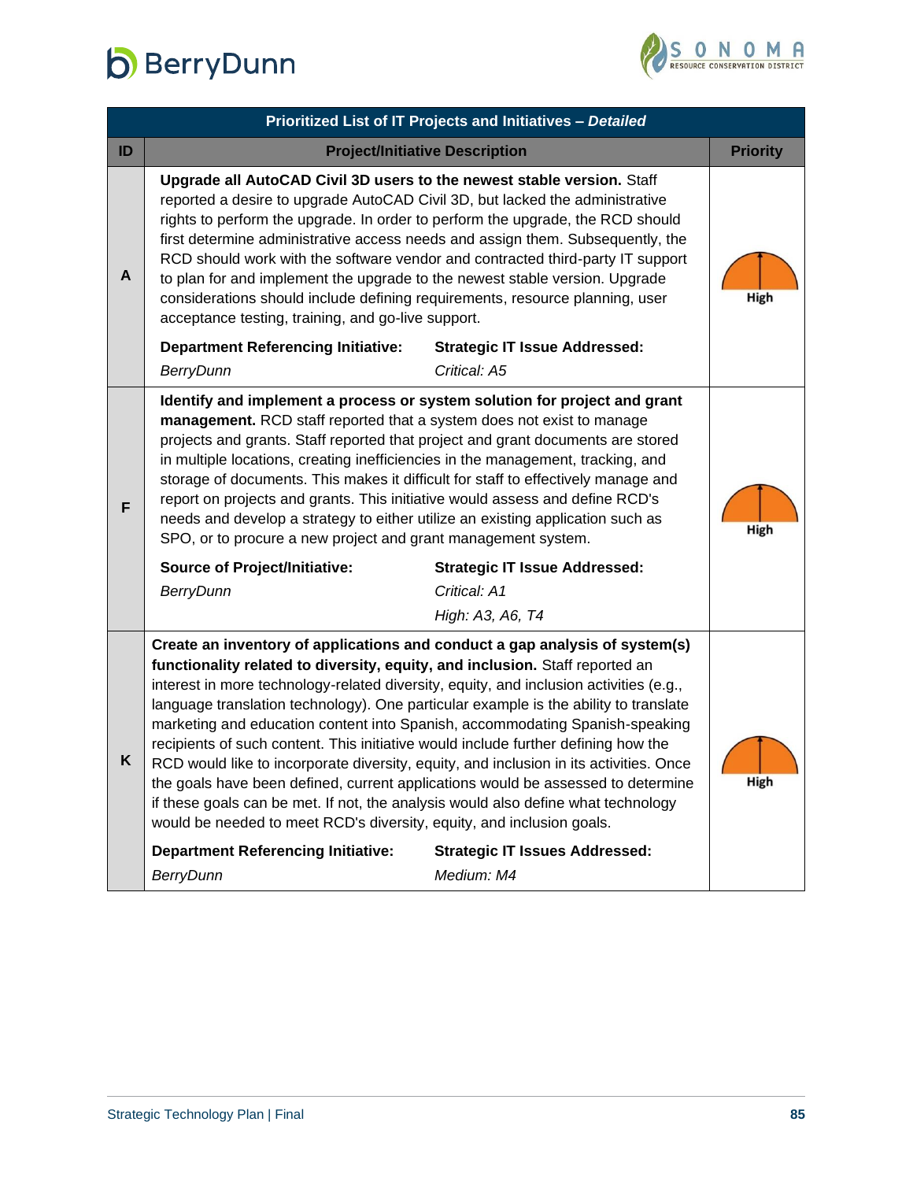| Prioritized List of IT Projects and Initiatives – *Detailed* | | |
|---|---|---|
| **ID** | **Project/Initiative Description** | **Priority** |
| **A** | **Upgrade all AutoCAD Civil 3D users to the newest stable version.** Staff reported a desire to upgrade AutoCAD Civil 3D, but lacked the administrative rights to perform the upgrade. In order to perform the upgrade, the RCD should first determine administrative access needs and assign them. Subsequently, the RCD should work with the software vendor and contracted third-party IT support to plan for and implement the upgrade to the newest stable version. Upgrade considerations should include defining requirements, resource planning, user acceptance testing, training, and go-live support.<br><br>**Department Referencing Initiative:** *BerryDunn*<br>**Strategic IT Issue Addressed:** *Critical: A5* | High |
| **F** | **Identify and implement a process or system solution for project and grant management.** RCD staff reported that a system does not exist to manage projects and grants. Staff reported that project and grant documents are stored in multiple locations, creating inefficiencies in the management, tracking, and storage of documents. This makes it difficult for staff to effectively manage and report on projects and grants. This initiative would assess and define RCD's needs and develop a strategy to either utilize an existing application such as SPO, or to procure a new project and grant management system.<br><br>**Source of Project/Initiative:** *BerryDunn*<br>**Strategic IT Issue Addressed:** *Critical: A1*; *High: A3, A6, T4* | High |
| **K** | **Create an inventory of applications and conduct a gap analysis of system(s) functionality related to diversity, equity, and inclusion.** Staff reported an interest in more technology-related diversity, equity, and inclusion activities (e.g., language translation technology). One particular example is the ability to translate marketing and education content into Spanish, accommodating Spanish-speaking recipients of such content. This initiative would include further defining how the RCD would like to incorporate diversity, equity, and inclusion in its activities. Once the goals have been defined, current applications would be assessed to determine if these goals can be met. If not, the analysis would also define what technology would be needed to meet RCD's diversity, equity, and inclusion goals.<br><br>**Department Referencing Initiative:** *BerryDunn*<br>**Strategic IT Issues Addressed:** *Medium: M4* | High |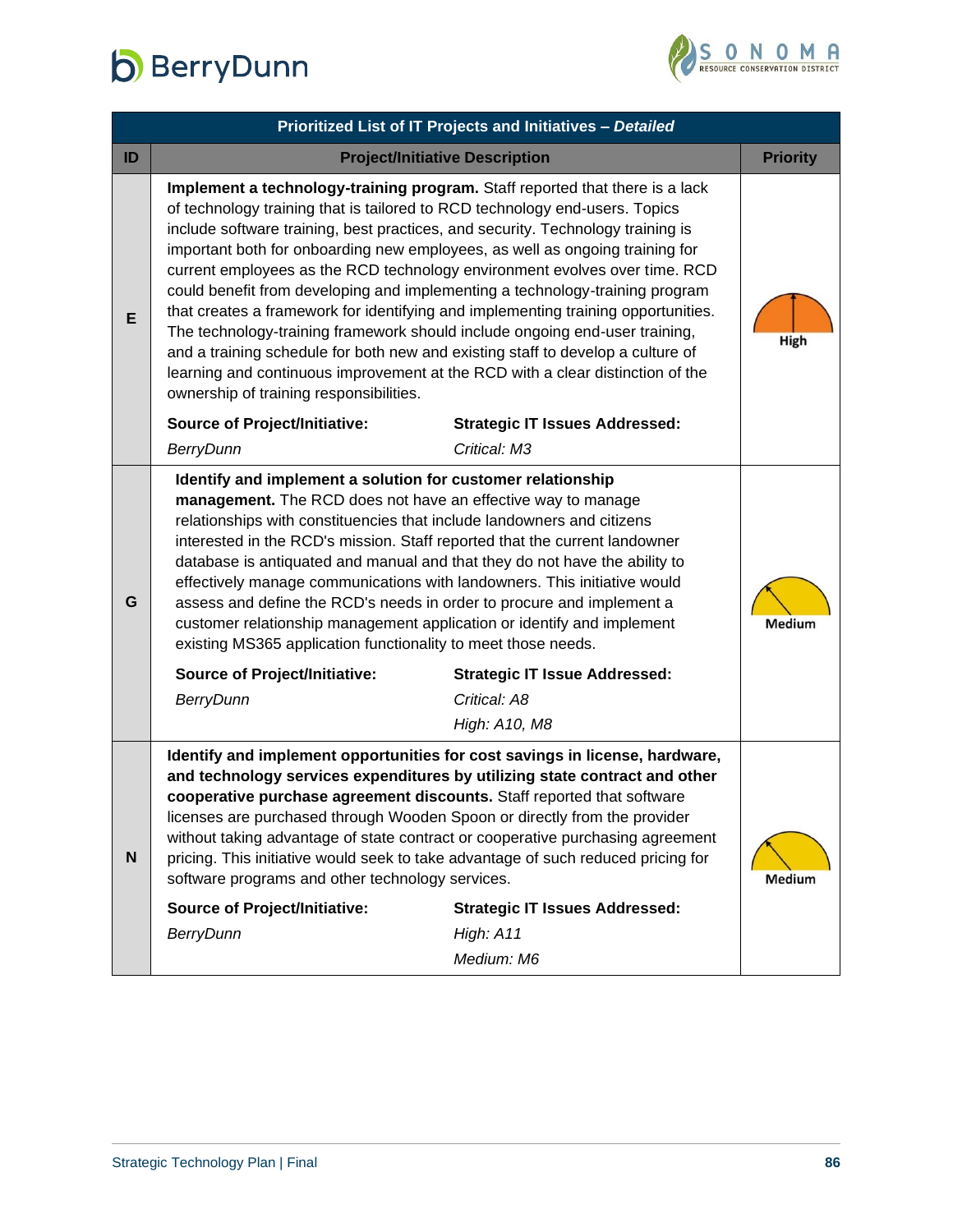| Prioritized List of IT Projects and Initiatives – *Detailed* | | |
|---|---|---|
| **ID** | **Project/Initiative Description** | **Priority** |
| **E** | **Implement a technology-training program.** Staff reported that there is a lack of technology training that is tailored to RCD technology end-users. Topics include software training, best practices, and security. Technology training is important both for onboarding new employees, as well as ongoing training for current employees as the RCD technology environment evolves over time. RCD could benefit from developing and implementing a technology-training program that creates a framework for identifying and implementing training opportunities. The technology-training framework should include ongoing end-user training, and a training schedule for both new and existing staff to develop a culture of learning and continuous improvement at the RCD with a clear distinction of the ownership of training responsibilities.<br><br>**Source of Project/Initiative:** *BerryDunn*<br>**Strategic IT Issues Addressed:** *Critical: M3* | High |
| **G** | **Identify and implement a solution for customer relationship management.** The RCD does not have an effective way to manage relationships with constituencies that include landowners and citizens interested in the RCD's mission. Staff reported that the current landowner database is antiquated and manual and that they do not have the ability to effectively manage communications with landowners. This initiative would assess and define the RCD's needs in order to procure and implement a customer relationship management application or identify and implement existing MS365 application functionality to meet those needs.<br><br>**Source of Project/Initiative:** *BerryDunn*<br>**Strategic IT Issue Addressed:** *Critical: A8*; *High: A10, M8* | Medium |
| **N** | **Identify and implement opportunities for cost savings in license, hardware, and technology services expenditures by utilizing state contract and other cooperative purchase agreement discounts.** Staff reported that software licenses are purchased through Wooden Spoon or directly from the provider without taking advantage of state contract or cooperative purchasing agreement pricing. This initiative would seek to take advantage of such reduced pricing for software programs and other technology services.<br><br>**Source of Project/Initiative:** *BerryDunn*<br>**Strategic IT Issues Addressed:** *High: A11*; *Medium: M6* | Medium |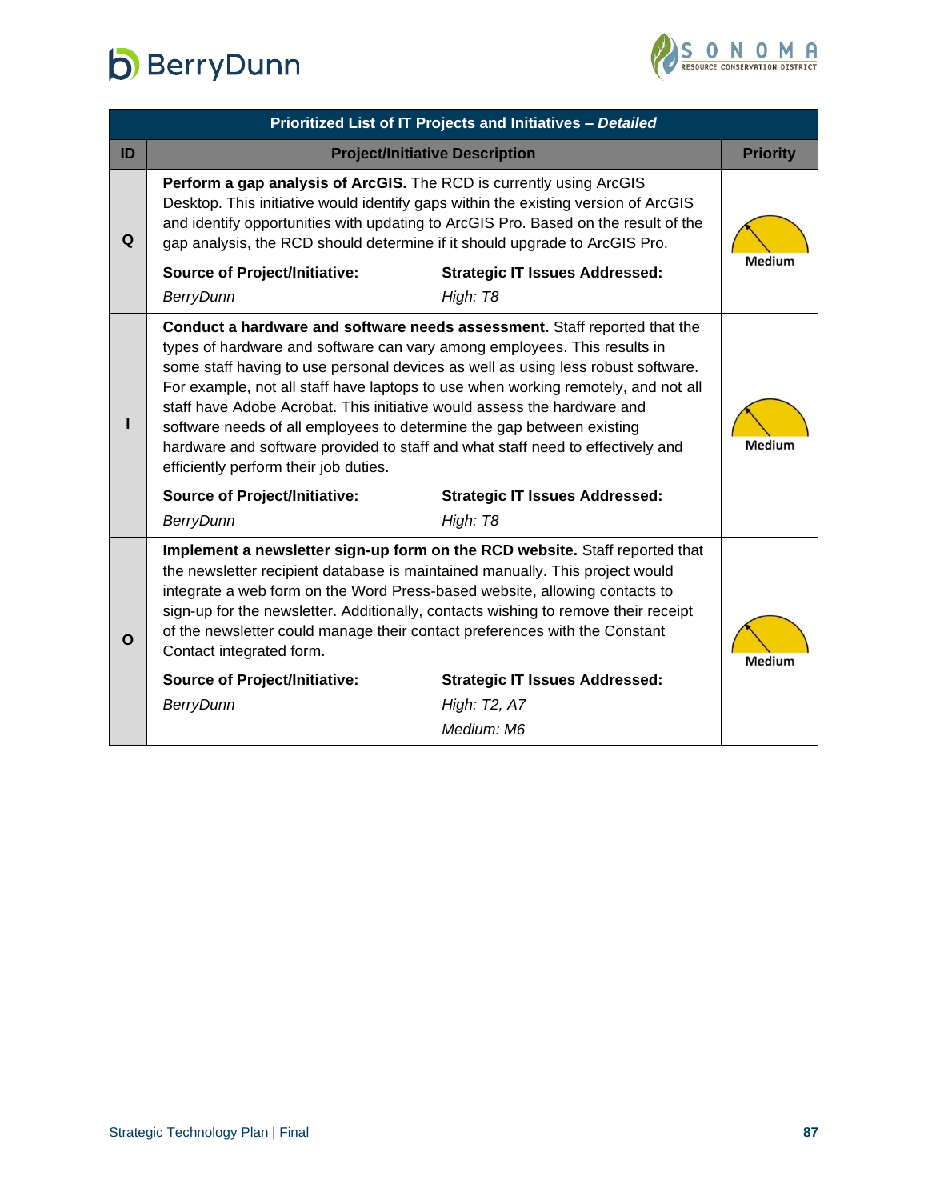| Prioritized List of IT Projects and Initiatives – *Detailed* | | |
|---|---|---|
| **ID** | **Project/Initiative Description** | **Priority** |
| Q | **Perform a gap analysis of ArcGIS.** The RCD is currently using ArcGIS Desktop. This initiative would identify gaps within the existing version of ArcGIS and identify opportunities with updating to ArcGIS Pro. Based on the result of the gap analysis, the RCD should determine if it should upgrade to ArcGIS Pro.<br><br>**Source of Project/Initiative:** *BerryDunn*<br>**Strategic IT Issues Addressed:** *High: T8* | Medium |
| I | **Conduct a hardware and software needs assessment.** Staff reported that the types of hardware and software can vary among employees. This results in some staff having to use personal devices as well as using less robust software. For example, not all staff have laptops to use when working remotely, and not all staff have Adobe Acrobat. This initiative would assess the hardware and software needs of all employees to determine the gap between existing hardware and software provided to staff and what staff need to effectively and efficiently perform their job duties.<br><br>**Source of Project/Initiative:** *BerryDunn*<br>**Strategic IT Issues Addressed:** *High: T8* | Medium |
| O | **Implement a newsletter sign-up form on the RCD website.** Staff reported that the newsletter recipient database is maintained manually. This project would integrate a web form on the Word Press-based website, allowing contacts to sign-up for the newsletter. Additionally, contacts wishing to remove their receipt of the newsletter could manage their contact preferences with the Constant Contact integrated form.<br><br>**Source of Project/Initiative:** *BerryDunn*<br>**Strategic IT Issues Addressed:** *High: T2, A7*<br>*Medium: M6* | Medium |